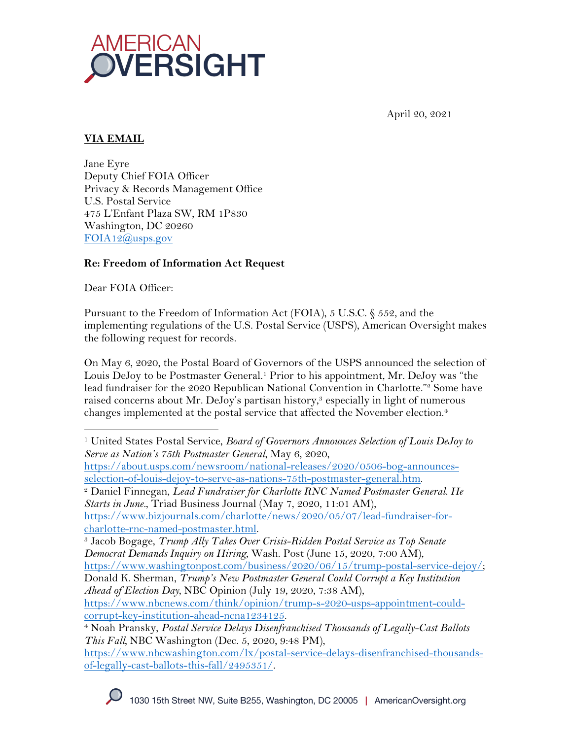AMERICAN OVERSIGHT

April 20, 2021

**VIA EMAIL**

Jane Eyre
Deputy Chief FOIA Officer
Privacy & Records Management Office
U.S. Postal Service
475 L'Enfant Plaza SW, RM 1P830
Washington, DC 20260
FOIA12@usps.gov

**Re: Freedom of Information Act Request**

Dear FOIA Officer:

Pursuant to the Freedom of Information Act (FOIA), 5 U.S.C. § 552, and the implementing regulations of the U.S. Postal Service (USPS), American Oversight makes the following request for records.

On May 6, 2020, the Postal Board of Governors of the USPS announced the selection of Louis DeJoy to be Postmaster General.[1] Prior to his appointment, Mr. DeJoy was "the lead fundraiser for the 2020 Republican National Convention in Charlotte."[2] Some have raised concerns about Mr. DeJoy's partisan history,[3] especially in light of numerous changes implemented at the postal service that affected the November election.[4]

---

[1] United States Postal Service, *Board of Governors Announces Selection of Louis DeJoy to Serve as Nation's 75th Postmaster General*, May 6, 2020, https://about.usps.com/newsroom/national-releases/2020/0506-bog-announces-selection-of-louis-dejoy-to-serve-as-nations-75th-postmaster-general.htm.

[2] Daniel Finnegan, *Lead Fundraiser for Charlotte RNC Named Postmaster General. He Starts in June.*, Triad Business Journal (May 7, 2020, 11:01 AM), https://www.bizjournals.com/charlotte/news/2020/05/07/lead-fundraiser-for-charlotte-rnc-named-postmaster.html.

[3] Jacob Bogage, *Trump Ally Takes Over Crisis-Ridden Postal Service as Top Senate Democrat Demands Inquiry on Hiring*, Wash. Post (June 15, 2020, 7:00 AM), https://www.washingtonpost.com/business/2020/06/15/trump-postal-service-dejoy/; Donald K. Sherman, *Trump's New Postmaster General Could Corrupt a Key Institution Ahead of Election Day*, NBC Opinion (July 19, 2020, 7:38 AM), https://www.nbcnews.com/think/opinion/trump-s-2020-usps-appointment-could-corrupt-key-institution-ahead-ncna1234125.

[4] Noah Pransky, *Postal Service Delays Disenfranchised Thousands of Legally-Cast Ballots This Fall*, NBC Washington (Dec. 5, 2020, 9:48 PM), https://www.nbcwashington.com/lx/postal-service-delays-disenfranchised-thousands-of-legally-cast-ballots-this-fall/2495351/.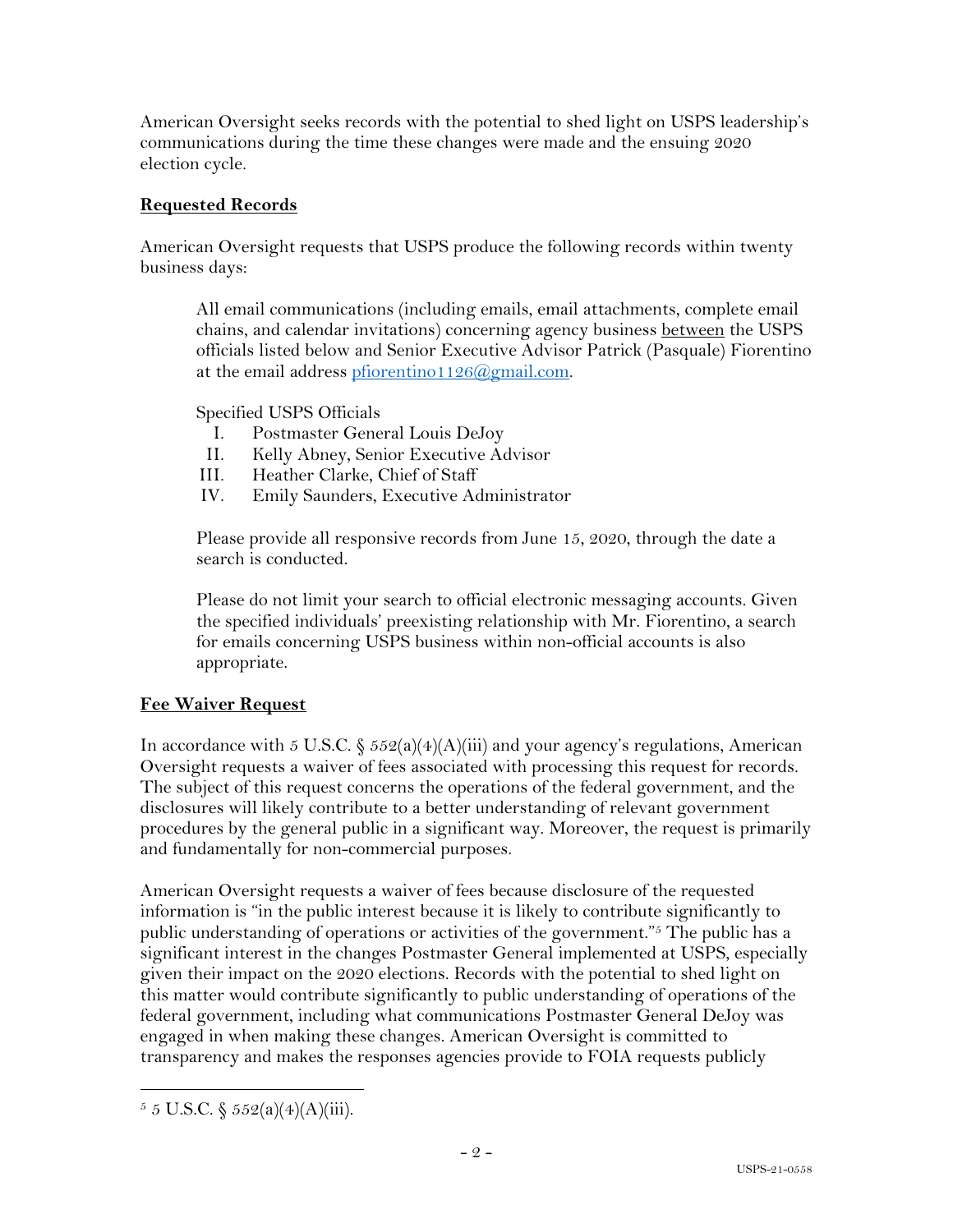American Oversight seeks records with the potential to shed light on USPS leadership's communications during the time these changes were made and the ensuing 2020 election cycle.

## **Requested Records**

American Oversight requests that USPS produce the following records within twenty business days:

> All email communications (including emails, email attachments, complete email chains, and calendar invitations) concerning agency business between the USPS officials listed below and Senior Executive Advisor Patrick (Pasquale) Fiorentino at the email address pfiorentino1126@gmail.com.
>
> Specified USPS Officials
> I. Postmaster General Louis DeJoy
> II. Kelly Abney, Senior Executive Advisor
> III. Heather Clarke, Chief of Staff
> IV. Emily Saunders, Executive Administrator
>
> Please provide all responsive records from June 15, 2020, through the date a search is conducted.
>
> Please do not limit your search to official electronic messaging accounts. Given the specified individuals' preexisting relationship with Mr. Fiorentino, a search for emails concerning USPS business within non-official accounts is also appropriate.

## **Fee Waiver Request**

In accordance with 5 U.S.C. § 552(a)(4)(A)(iii) and your agency's regulations, American Oversight requests a waiver of fees associated with processing this request for records. The subject of this request concerns the operations of the federal government, and the disclosures will likely contribute to a better understanding of relevant government procedures by the general public in a significant way. Moreover, the request is primarily and fundamentally for non-commercial purposes.

American Oversight requests a waiver of fees because disclosure of the requested information is "in the public interest because it is likely to contribute significantly to public understanding of operations or activities of the government."[5] The public has a significant interest in the changes Postmaster General implemented at USPS, especially given their impact on the 2020 elections. Records with the potential to shed light on this matter would contribute significantly to public understanding of operations of the federal government, including what communications Postmaster General DeJoy was engaged in when making these changes. American Oversight is committed to transparency and makes the responses agencies provide to FOIA requests publicly

[5] 5 U.S.C. § 552(a)(4)(A)(iii).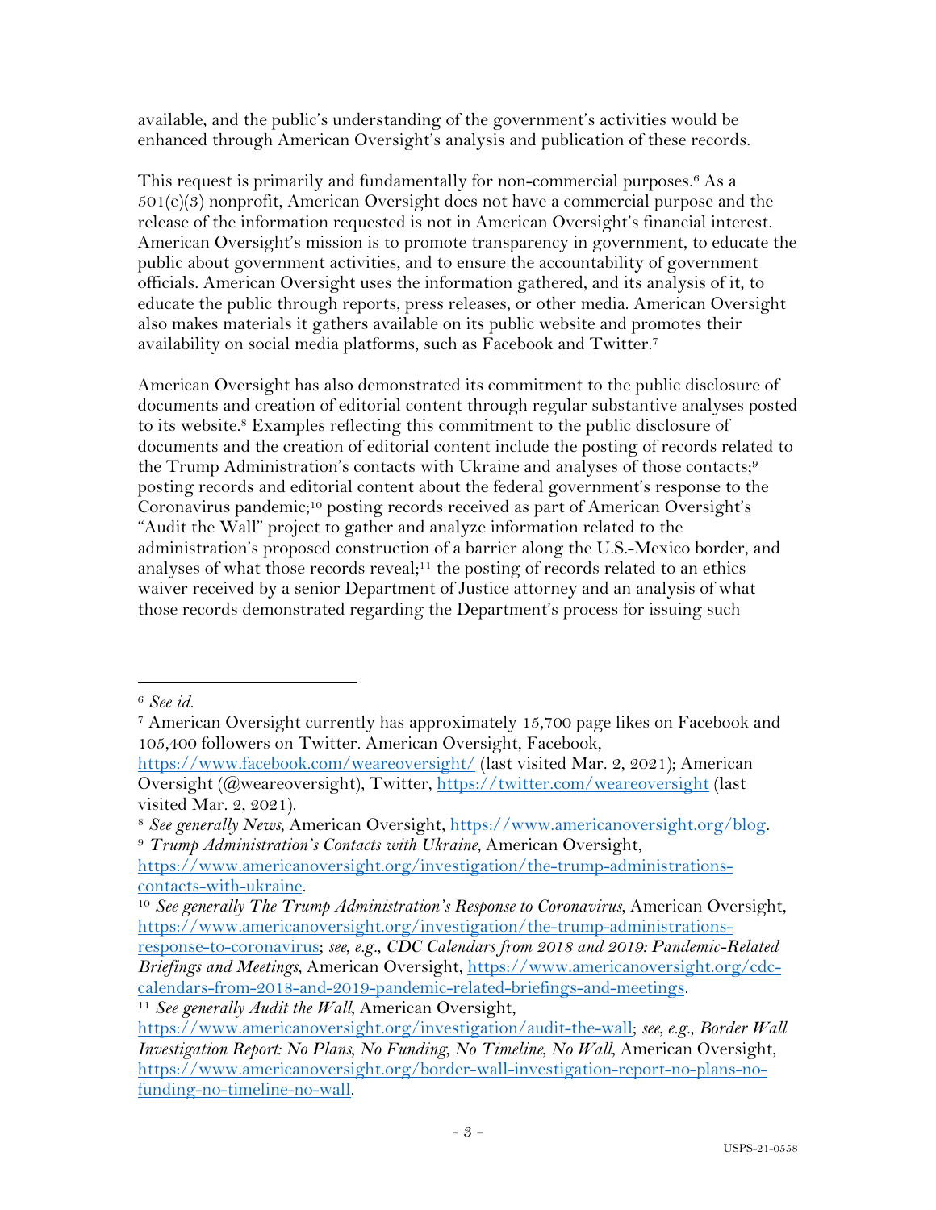available, and the public's understanding of the government's activities would be enhanced through American Oversight's analysis and publication of these records.

This request is primarily and fundamentally for non-commercial purposes.[6] As a 501(c)(3) nonprofit, American Oversight does not have a commercial purpose and the release of the information requested is not in American Oversight's financial interest. American Oversight's mission is to promote transparency in government, to educate the public about government activities, and to ensure the accountability of government officials. American Oversight uses the information gathered, and its analysis of it, to educate the public through reports, press releases, or other media. American Oversight also makes materials it gathers available on its public website and promotes their availability on social media platforms, such as Facebook and Twitter.[7]

American Oversight has also demonstrated its commitment to the public disclosure of documents and creation of editorial content through regular substantive analyses posted to its website.[8] Examples reflecting this commitment to the public disclosure of documents and the creation of editorial content include the posting of records related to the Trump Administration's contacts with Ukraine and analyses of those contacts;[9] posting records and editorial content about the federal government's response to the Coronavirus pandemic;[10] posting records received as part of American Oversight's "Audit the Wall" project to gather and analyze information related to the administration's proposed construction of a barrier along the U.S.-Mexico border, and analyses of what those records reveal;[11] the posting of records related to an ethics waiver received by a senior Department of Justice attorney and an analysis of what those records demonstrated regarding the Department's process for issuing such

---

[6] *See id.*

[7] American Oversight currently has approximately 15,700 page likes on Facebook and 105,400 followers on Twitter. American Oversight, Facebook, https://www.facebook.com/weareoversight/ (last visited Mar. 2, 2021); American Oversight (@weareoversight), Twitter, https://twitter.com/weareoversight (last visited Mar. 2, 2021).

[8] *See generally News*, American Oversight, https://www.americanoversight.org/blog.

[9] *Trump Administration's Contacts with Ukraine*, American Oversight, https://www.americanoversight.org/investigation/the-trump-administrations-contacts-with-ukraine.

[10] *See generally The Trump Administration's Response to Coronavirus*, American Oversight, https://www.americanoversight.org/investigation/the-trump-administrations-response-to-coronavirus; *see, e.g.*, *CDC Calendars from 2018 and 2019: Pandemic-Related Briefings and Meetings*, American Oversight, https://www.americanoversight.org/cdc-calendars-from-2018-and-2019-pandemic-related-briefings-and-meetings.

[11] *See generally Audit the Wall*, American Oversight, https://www.americanoversight.org/investigation/audit-the-wall; *see, e.g.*, *Border Wall Investigation Report: No Plans, No Funding, No Timeline, No Wall*, American Oversight, https://www.americanoversight.org/border-wall-investigation-report-no-plans-no-funding-no-timeline-no-wall.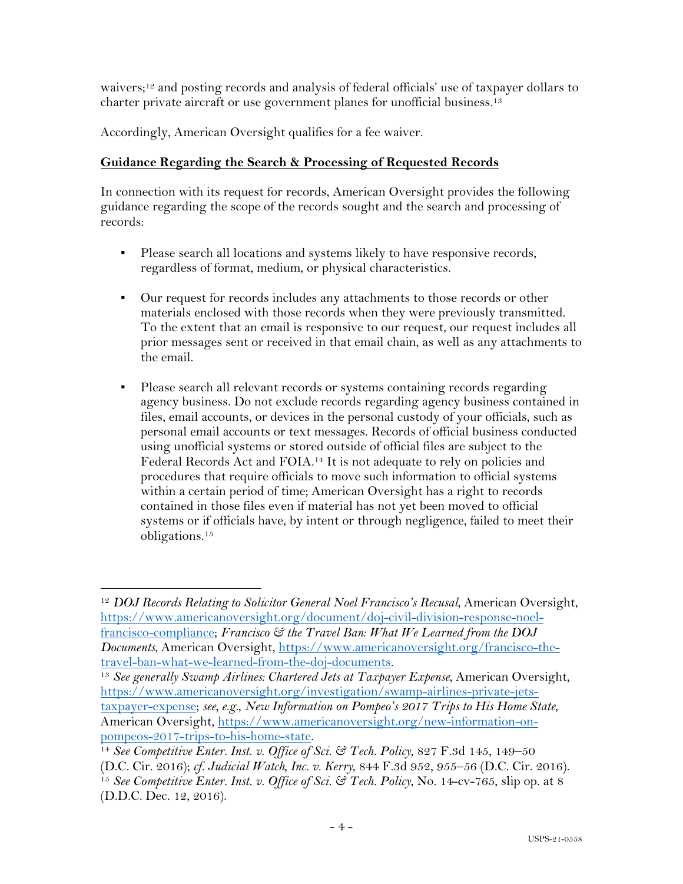waivers;[12] and posting records and analysis of federal officials' use of taxpayer dollars to charter private aircraft or use government planes for unofficial business.[13]

Accordingly, American Oversight qualifies for a fee waiver.

**Guidance Regarding the Search & Processing of Requested Records**

In connection with its request for records, American Oversight provides the following guidance regarding the scope of the records sought and the search and processing of records:

- Please search all locations and systems likely to have responsive records, regardless of format, medium, or physical characteristics.

- Our request for records includes any attachments to those records or other materials enclosed with those records when they were previously transmitted. To the extent that an email is responsive to our request, our request includes all prior messages sent or received in that email chain, as well as any attachments to the email.

- Please search all relevant records or systems containing records regarding agency business. Do not exclude records regarding agency business contained in files, email accounts, or devices in the personal custody of your officials, such as personal email accounts or text messages. Records of official business conducted using unofficial systems or stored outside of official files are subject to the Federal Records Act and FOIA.[14] It is not adequate to rely on policies and procedures that require officials to move such information to official systems within a certain period of time; American Oversight has a right to records contained in those files even if material has not yet been moved to official systems or if officials have, by intent or through negligence, failed to meet their obligations.[15]

---

[12] *DOJ Records Relating to Solicitor General Noel Francisco's Recusal*, American Oversight, https://www.americanoversight.org/document/doj-civil-division-response-noel-francisco-compliance; *Francisco & the Travel Ban: What We Learned from the DOJ Documents*, American Oversight, https://www.americanoversight.org/francisco-the-travel-ban-what-we-learned-from-the-doj-documents.

[13] *See generally Swamp Airlines: Chartered Jets at Taxpayer Expense*, American Oversight, https://www.americanoversight.org/investigation/swamp-airlines-private-jets-taxpayer-expense; *see, e.g.*, *New Information on Pompeo's 2017 Trips to His Home State*, American Oversight, https://www.americanoversight.org/new-information-on-pompeos-2017-trips-to-his-home-state.

[14] *See Competitive Enter. Inst. v. Office of Sci. & Tech. Policy*, 827 F.3d 145, 149–50 (D.C. Cir. 2016); *cf. Judicial Watch, Inc. v. Kerry*, 844 F.3d 952, 955–56 (D.C. Cir. 2016).

[15] *See Competitive Enter. Inst. v. Office of Sci. & Tech. Policy*, No. 14-cv-765, slip op. at 8 (D.D.C. Dec. 12, 2016).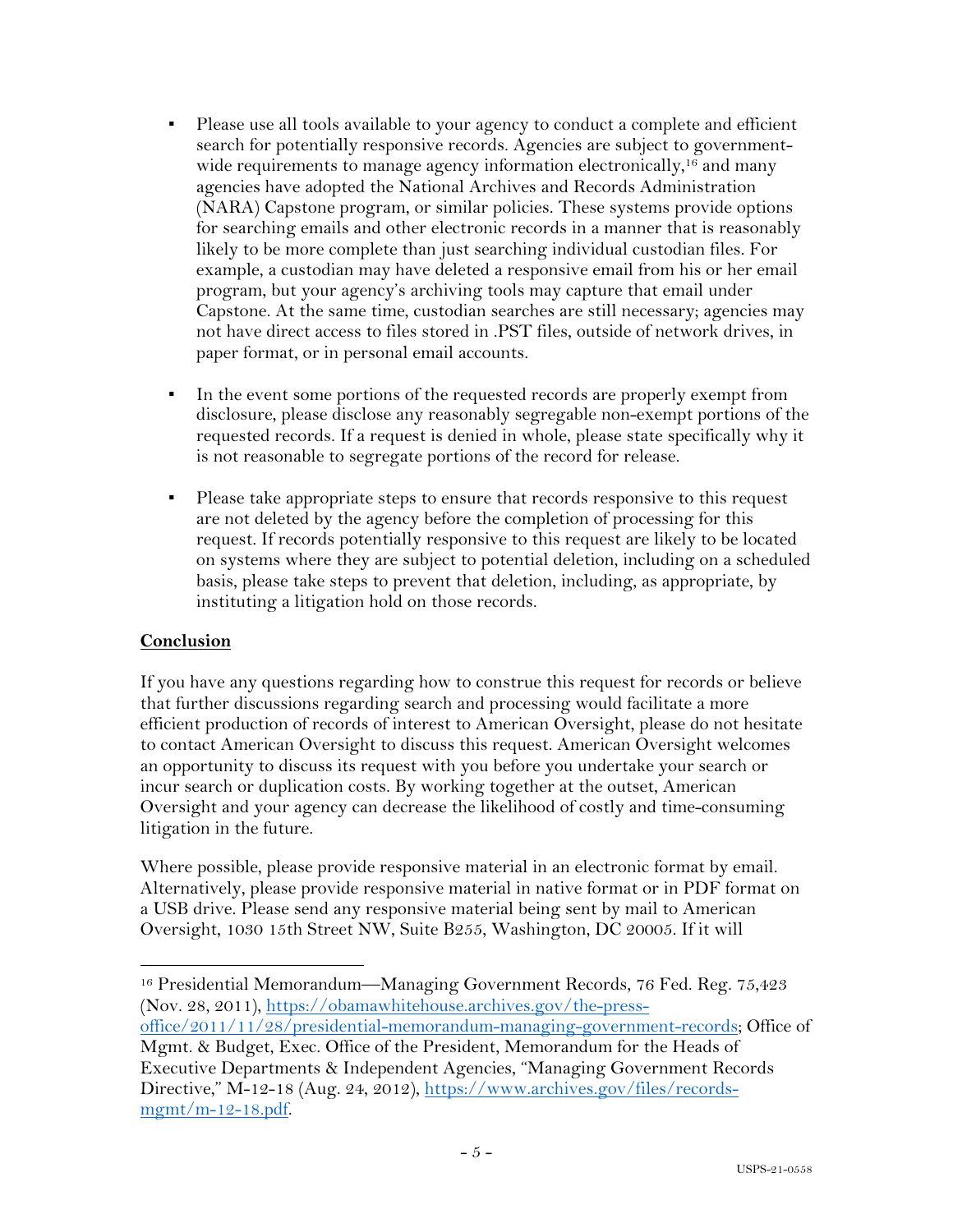- Please use all tools available to your agency to conduct a complete and efficient search for potentially responsive records. Agencies are subject to government-wide requirements to manage agency information electronically,[16] and many agencies have adopted the National Archives and Records Administration (NARA) Capstone program, or similar policies. These systems provide options for searching emails and other electronic records in a manner that is reasonably likely to be more complete than just searching individual custodian files. For example, a custodian may have deleted a responsive email from his or her email program, but your agency's archiving tools may capture that email under Capstone. At the same time, custodian searches are still necessary; agencies may not have direct access to files stored in .PST files, outside of network drives, in paper format, or in personal email accounts.

- In the event some portions of the requested records are properly exempt from disclosure, please disclose any reasonably segregable non-exempt portions of the requested records. If a request is denied in whole, please state specifically why it is not reasonable to segregate portions of the record for release.

- Please take appropriate steps to ensure that records responsive to this request are not deleted by the agency before the completion of processing for this request. If records potentially responsive to this request are likely to be located on systems where they are subject to potential deletion, including on a scheduled basis, please take steps to prevent that deletion, including, as appropriate, by instituting a litigation hold on those records.

## Conclusion

If you have any questions regarding how to construe this request for records or believe that further discussions regarding search and processing would facilitate a more efficient production of records of interest to American Oversight, please do not hesitate to contact American Oversight to discuss this request. American Oversight welcomes an opportunity to discuss its request with you before you undertake your search or incur search or duplication costs. By working together at the outset, American Oversight and your agency can decrease the likelihood of costly and time-consuming litigation in the future.

Where possible, please provide responsive material in an electronic format by email. Alternatively, please provide responsive material in native format or in PDF format on a USB drive. Please send any responsive material being sent by mail to American Oversight, 1030 15th Street NW, Suite B255, Washington, DC 20005. If it will

---

[16] Presidential Memorandum—Managing Government Records, 76 Fed. Reg. 75,423 (Nov. 28, 2011), https://obamawhitehouse.archives.gov/the-press-office/2011/11/28/presidential-memorandum-managing-government-records; Office of Mgmt. & Budget, Exec. Office of the President, Memorandum for the Heads of Executive Departments & Independent Agencies, "Managing Government Records Directive," M-12-18 (Aug. 24, 2012), https://www.archives.gov/files/records-mgmt/m-12-18.pdf.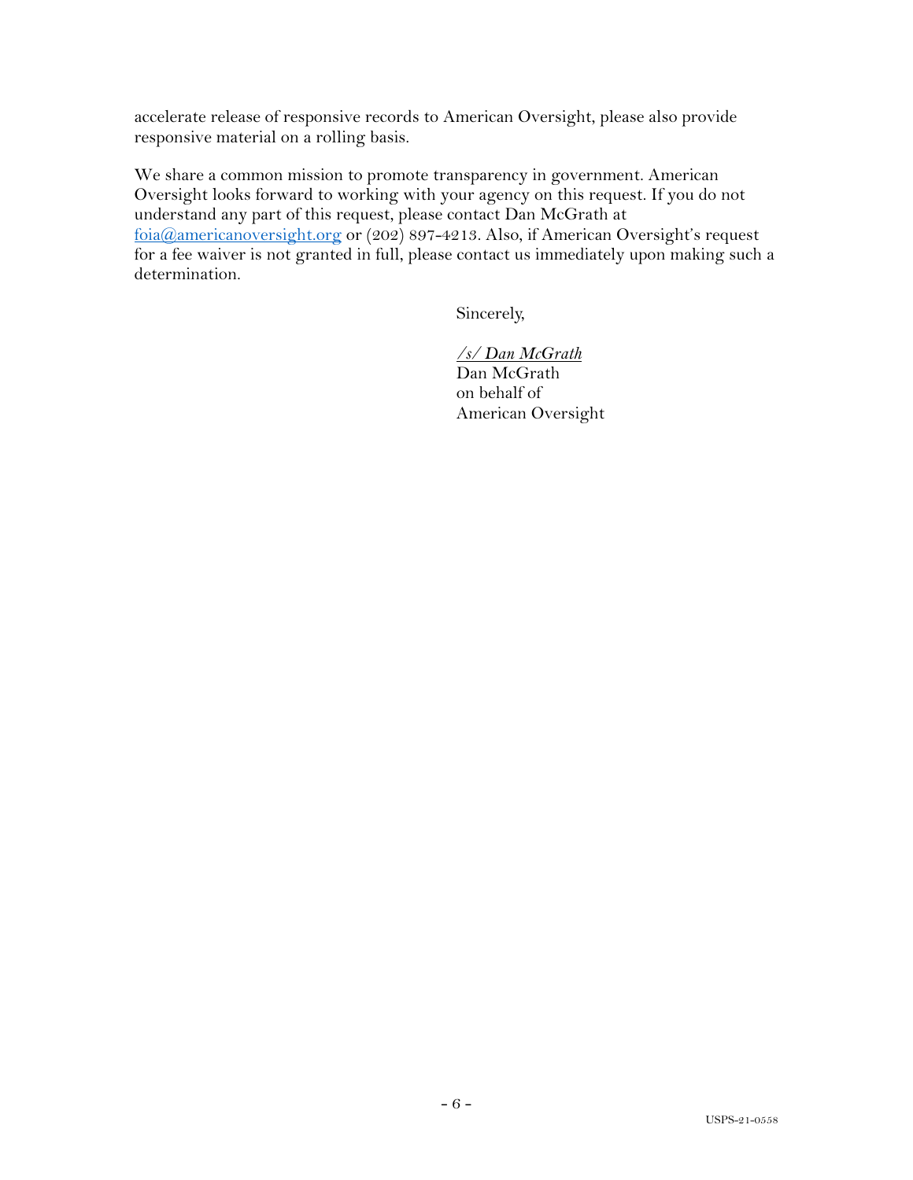accelerate release of responsive records to American Oversight, please also provide responsive material on a rolling basis.

We share a common mission to promote transparency in government. American Oversight looks forward to working with your agency on this request. If you do not understand any part of this request, please contact Dan McGrath at foia@americanoversight.org or (202) 897-4213. Also, if American Oversight's request for a fee waiver is not granted in full, please contact us immediately upon making such a determination.

Sincerely,

*/s/ Dan McGrath*
Dan McGrath
on behalf of
American Oversight

USPS-21-0558